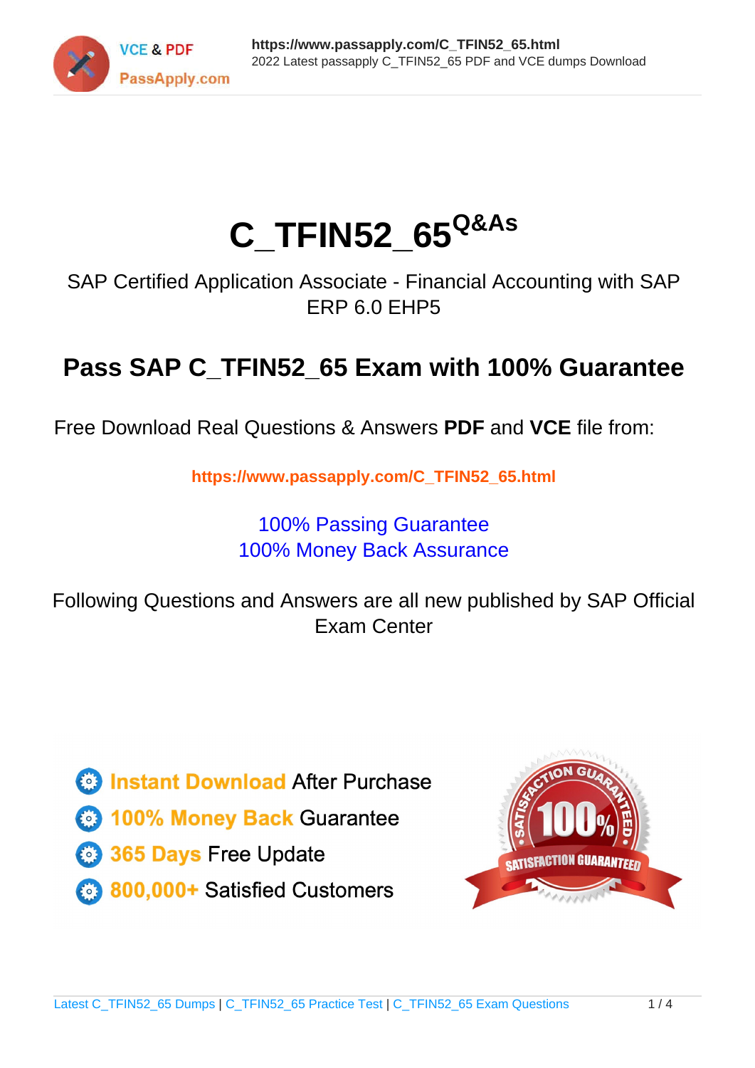# C_TFIN52_65 Q&As

SAP Certified Application Associate - Financial Accounting with SAP ERP 6.0 EHP5

## Pass SAP C_TFIN52_65 Exam with 100% Guarantee

Free Download Real Questions & Answers **PDF** and **VCE** file from:

**https://www.passapply.com/C_TFIN52_65.html**

100% Passing Guarantee
100% Money Back Assurance

Following Questions and Answers are all new published by SAP Official Exam Center

- **Instant Download** After Purchase
- **100% Money Back** Guarantee
- **365 Days** Free Update
- **800,000+** Satisfied Customers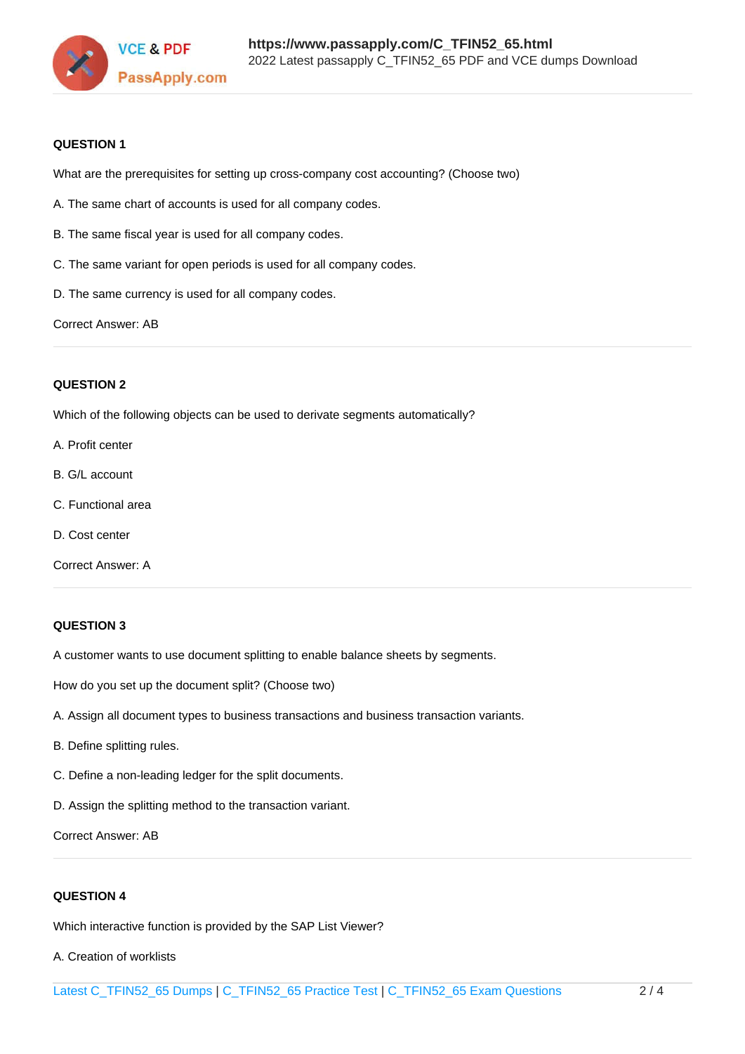**QUESTION 1**

What are the prerequisites for setting up cross-company cost accounting? (Choose two)

A. The same chart of accounts is used for all company codes.

B. The same fiscal year is used for all company codes.

C. The same variant for open periods is used for all company codes.

D. The same currency is used for all company codes.

Correct Answer: AB

---

**QUESTION 2**

Which of the following objects can be used to derivate segments automatically?

A. Profit center

B. G/L account

C. Functional area

D. Cost center

Correct Answer: A

---

**QUESTION 3**

A customer wants to use document splitting to enable balance sheets by segments.

How do you set up the document split? (Choose two)

A. Assign all document types to business transactions and business transaction variants.

B. Define splitting rules.

C. Define a non-leading ledger for the split documents.

D. Assign the splitting method to the transaction variant.

Correct Answer: AB

---

**QUESTION 4**

Which interactive function is provided by the SAP List Viewer?

A. Creation of worklists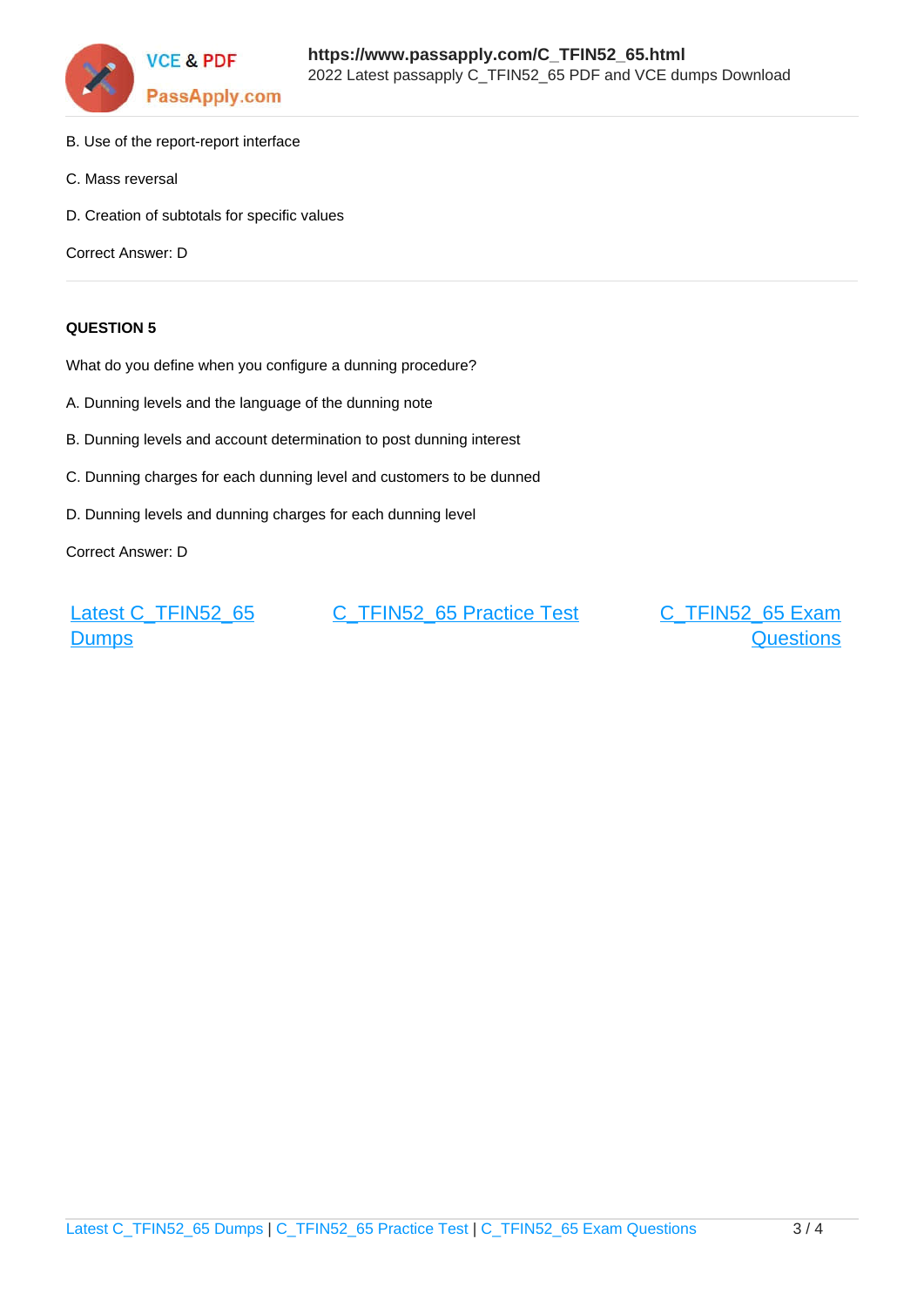B. Use of the report-report interface

C. Mass reversal

D. Creation of subtotals for specific values

Correct Answer: D

**QUESTION 5**

What do you define when you configure a dunning procedure?

A. Dunning levels and the language of the dunning note

B. Dunning levels and account determination to post dunning interest

C. Dunning charges for each dunning level and customers to be dunned

D. Dunning levels and dunning charges for each dunning level

Correct Answer: D

Latest C_TFIN52_65 Dumps | C_TFIN52_65 Practice Test | C_TFIN52_65 Exam Questions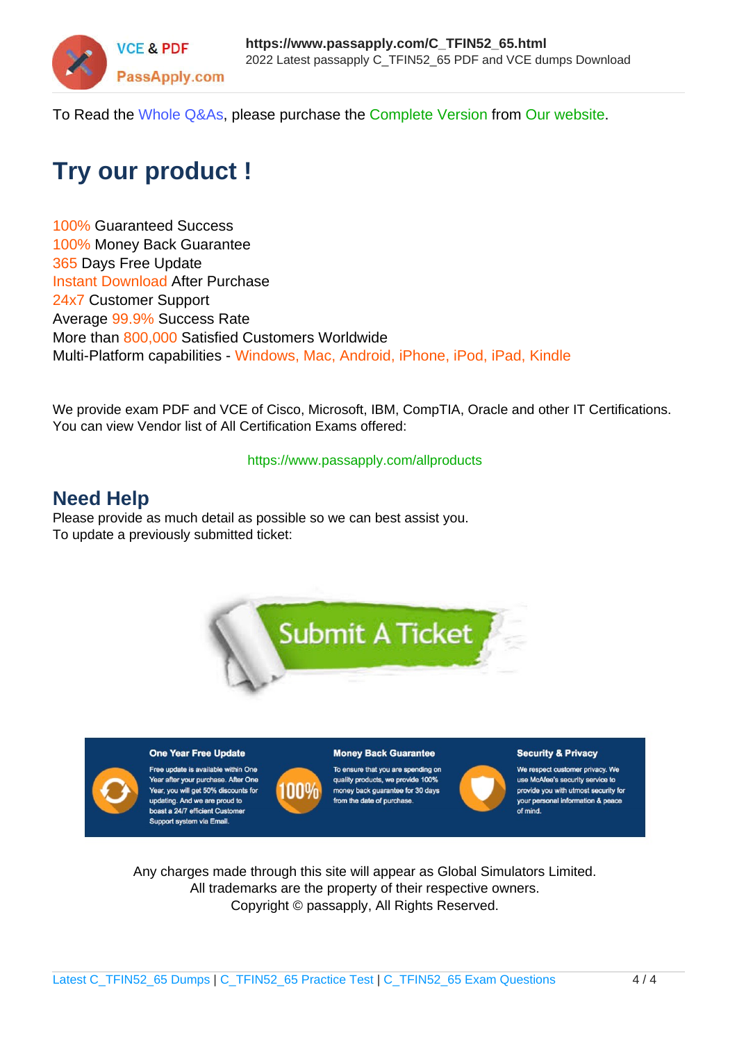To Read the Whole Q&As, please purchase the Complete Version from Our website.

# Try our product !

100% Guaranteed Success
100% Money Back Guarantee
365 Days Free Update
Instant Download After Purchase
24x7 Customer Support
Average 99.9% Success Rate
More than 800,000 Satisfied Customers Worldwide
Multi-Platform capabilities - Windows, Mac, Android, iPhone, iPod, iPad, Kindle

We provide exam PDF and VCE of Cisco, Microsoft, IBM, CompTIA, Oracle and other IT Certifications.
You can view Vendor list of All Certification Exams offered:

https://www.passapply.com/allproducts

## Need Help

Please provide as much detail as possible so we can best assist you.
To update a previously submitted ticket:

Submit A Ticket

**One Year Free Update**
Free update is available within One Year after your purchase. After One Year, you will get 50% discounts for updating. And we are proud to boast a 24/7 efficient Customer Support system via Email.

**Money Back Guarantee**
To ensure that you are spending on quality products, we provide 100% money back guarantee for 30 days from the date of purchase.

**Security & Privacy**
We respect customer privacy. We use McAfee's security service to provide you with utmost security for your personal information & peace of mind.

Any charges made through this site will appear as Global Simulators Limited.
All trademarks are the property of their respective owners.
Copyright © passapply, All Rights Reserved.